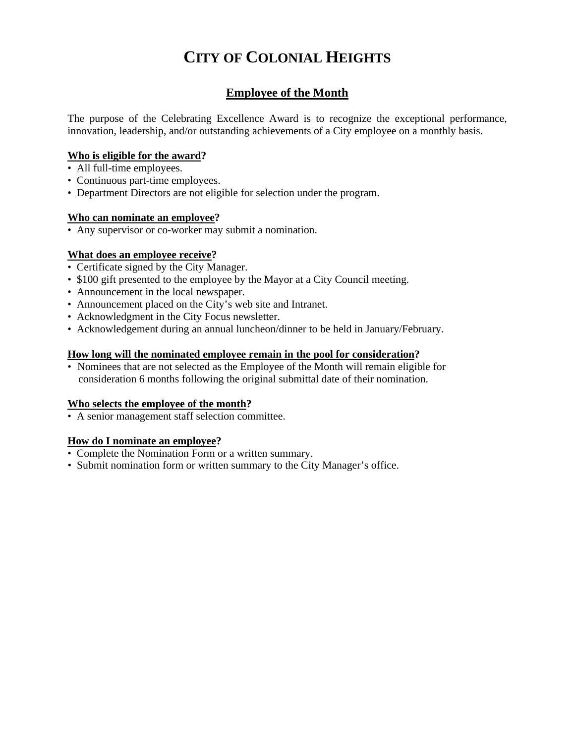# CITY OF COLONIAL HEIGHTS

## Employee of the Month

The purpose of the Celebrating Excellence Award is to recognize the exceptional performance, innovation, leadership, and/or outstanding achievements of a City employee on a monthly basis.

**Who is eligible for the award?**

- All full-time employees.
- Continuous part-time employees.
- Department Directors are not eligible for selection under the program.

**Who can nominate an employee?**

- Any supervisor or co-worker may submit a nomination.

**What does an employee receive?**

- Certificate signed by the City Manager.
- $100 gift presented to the employee by the Mayor at a City Council meeting.
- Announcement in the local newspaper.
- Announcement placed on the City's web site and Intranet.
- Acknowledgment in the City Focus newsletter.
- Acknowledgement during an annual luncheon/dinner to be held in January/February.

**How long will the nominated employee remain in the pool for consideration?**

- Nominees that are not selected as the Employee of the Month will remain eligible for consideration 6 months following the original submittal date of their nomination.

**Who selects the employee of the month?**

- A senior management staff selection committee.

**How do I nominate an employee?**

- Complete the Nomination Form or a written summary.
- Submit nomination form or written summary to the City Manager's office.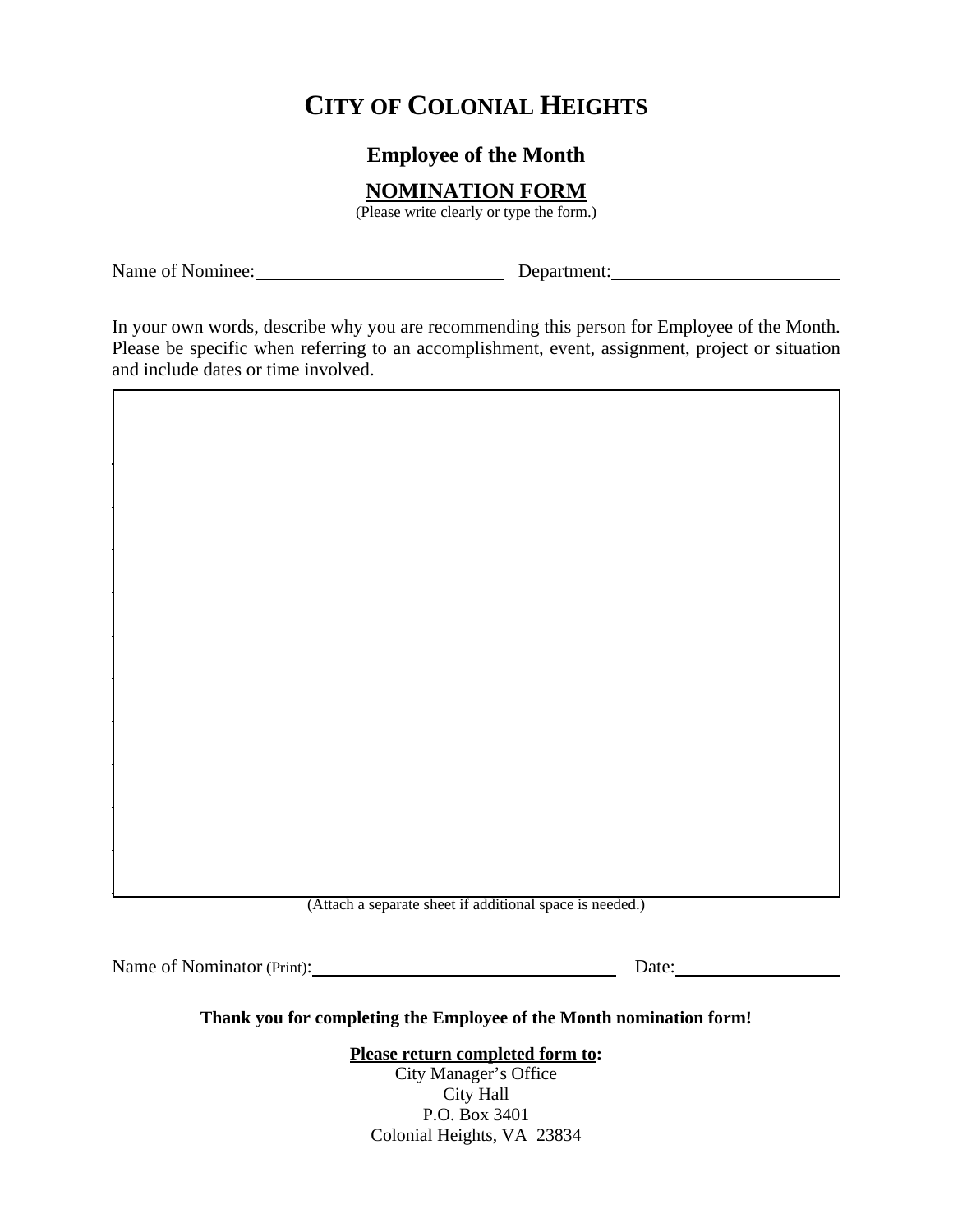# CITY OF COLONIAL HEIGHTS

## Employee of the Month

## NOMINATION FORM

(Please write clearly or type the form.)

Name of Nominee:\_\_\_\_\_\_\_\_\_\_\_\_\_\_\_\_\_\_\_\_\_\_\_\_\_\_\_\_ Department:\_\_\_\_\_\_\_\_\_\_\_\_\_\_\_\_\_\_\_\_\_\_\_\_\_\_

In your own words, describe why you are recommending this person for Employee of the Month. Please be specific when referring to an accomplishment, event, assignment, project or situation and include dates or time involved.

(Attach a separate sheet if additional space is needed.)

Name of Nominator (Print):\_\_\_\_\_\_\_\_\_\_\_\_\_\_\_\_\_\_\_\_\_\_\_\_\_\_\_\_\_\_\_\_\_\_\_\_ Date:\_\_\_\_\_\_\_\_\_\_\_\_\_\_\_\_\_\_\_\_

**Thank you for completing the Employee of the Month nomination form!**

**Please return completed form to:**
City Manager's Office
City Hall
P.O. Box 3401
Colonial Heights, VA 23834